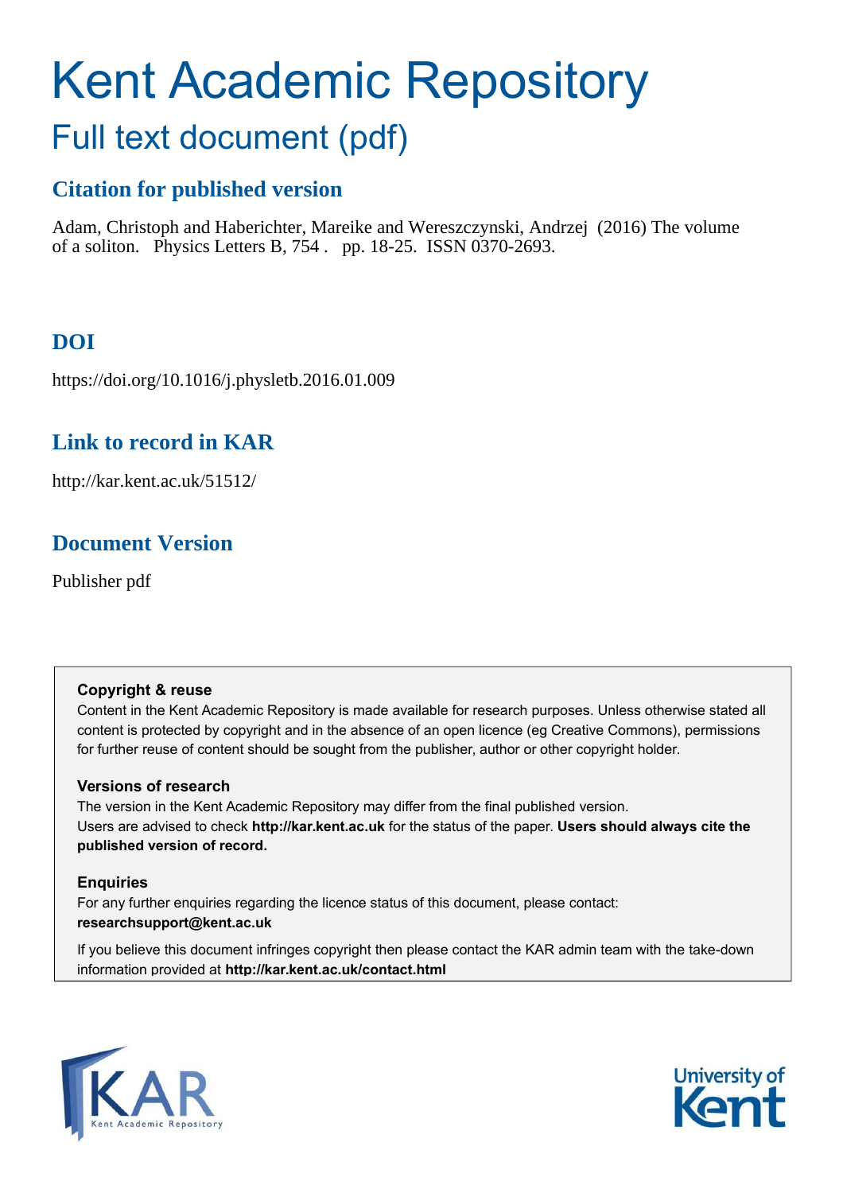# Kent Academic Repository

## Full text document (pdf)

### Citation for published version

Adam, Christoph and Haberichter, Mareike and Wereszczynski, Andrzej (2016) The volume of a soliton. Physics Letters B, 754 . pp. 18-25. ISSN 0370-2693.

### DOI

https://doi.org/10.1016/j.physletb.2016.01.009

### Link to record in KAR

http://kar.kent.ac.uk/51512/

### Document Version

Publisher pdf

**Copyright & reuse**

Content in the Kent Academic Repository is made available for research purposes. Unless otherwise stated all content is protected by copyright and in the absence of an open licence (eg Creative Commons), permissions for further reuse of content should be sought from the publisher, author or other copyright holder.

**Versions of research**

The version in the Kent Academic Repository may differ from the final published version. Users are advised to check **http://kar.kent.ac.uk** for the status of the paper. **Users should always cite the published version of record.**

**Enquiries**

For any further enquiries regarding the licence status of this document, please contact: **researchsupport@kent.ac.uk**

If you believe this document infringes copyright then please contact the KAR admin team with the take-down information provided at **http://kar.kent.ac.uk/contact.html**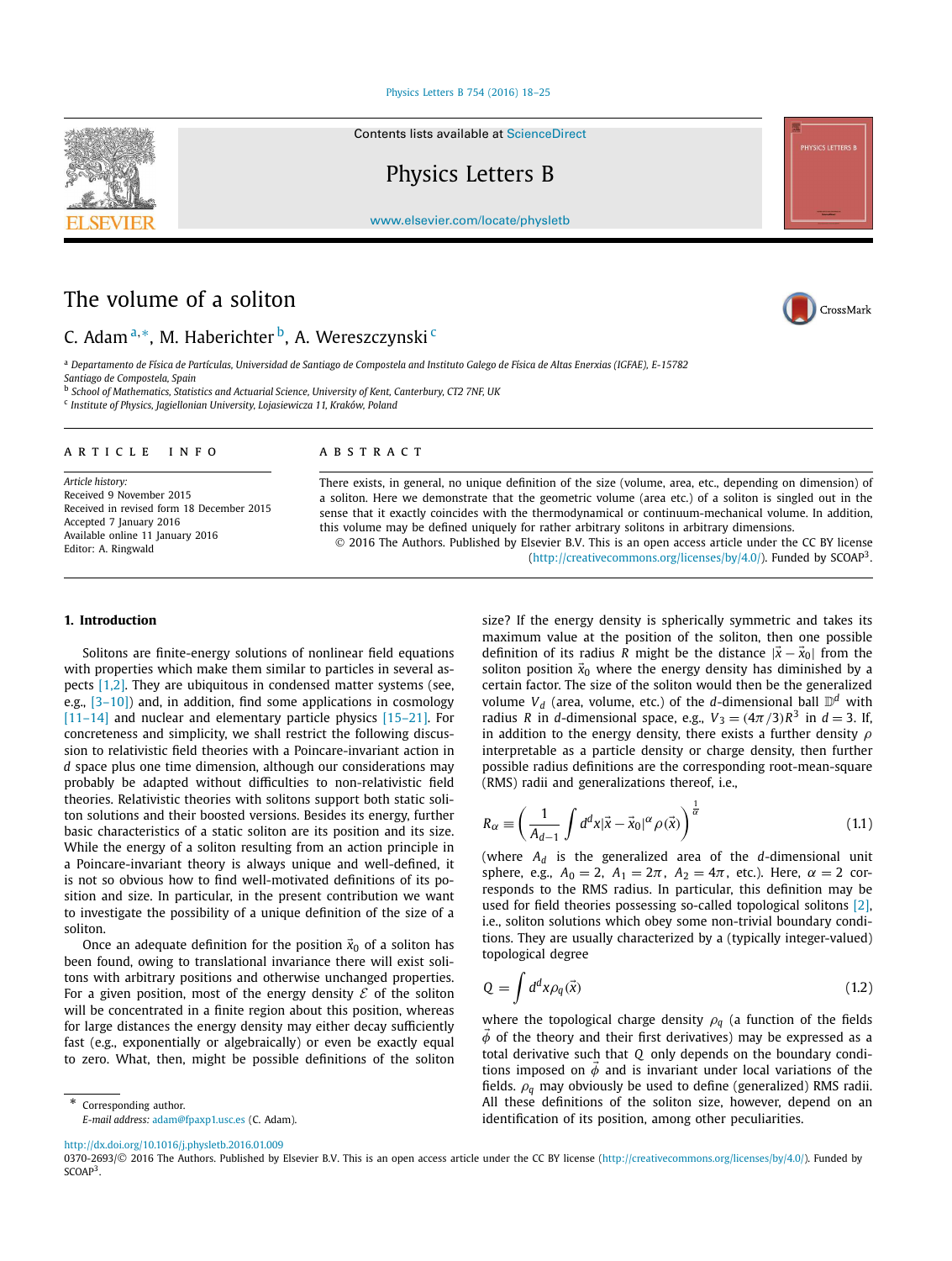# The volume of a soliton

C. Adam [a,*], M. Haberichter [b], A. Wereszczynski [c]

[a] Departamento de Física de Partículas, Universidad de Santiago de Compostela and Instituto Galego de Física de Altas Enerxias (IGFAE), E-15782 Santiago de Compostela, Spain
[b] School of Mathematics, Statistics and Actuarial Science, University of Kent, Canterbury, CT2 7NF, UK
[c] Institute of Physics, Jagiellonian University, Lojasiewicza 11, Kraków, Poland

## ARTICLE INFO

*Article history:*
Received 9 November 2015
Received in revised form 18 December 2015
Accepted 7 January 2016
Available online 11 January 2016
Editor: A. Ringwald

## ABSTRACT

There exists, in general, no unique definition of the size (volume, area, etc., depending on dimension) of a soliton. Here we demonstrate that the geometric volume (area etc.) of a soliton is singled out in the sense that it exactly coincides with the thermodynamical or continuum-mechanical volume. In addition, this volume may be defined uniquely for rather arbitrary solitons in arbitrary dimensions.

© 2016 The Authors. Published by Elsevier B.V. This is an open access article under the CC BY license (http://creativecommons.org/licenses/by/4.0/). Funded by SCOAP[3].

## 1. Introduction

Solitons are finite-energy solutions of nonlinear field equations with properties which make them similar to particles in several aspects [1,2]. They are ubiquitous in condensed matter systems (see, e.g., [3–10]) and, in addition, find some applications in cosmology [11–14] and nuclear and elementary particle physics [15–21]. For concreteness and simplicity, we shall restrict the following discussion to relativistic field theories with a Poincare-invariant action in $d$ space plus one time dimension, although our considerations may probably be adapted without difficulties to non-relativistic field theories. Relativistic theories with solitons support both static soliton solutions and their boosted versions. Besides its energy, further basic characteristics of a static soliton are its position and its size. While the energy of a soliton resulting from an action principle in a Poincare-invariant theory is always unique and well-defined, it is not so obvious how to find well-motivated definitions of its position and size. In particular, in the present contribution we want to investigate the possibility of a unique definition of the size of a soliton.

Once an adequate definition for the position $\vec{x}_0$ of a soliton has been found, owing to translational invariance there will exist solitons with arbitrary positions and otherwise unchanged properties. For a given position, most of the energy density $\mathcal{E}$ of the soliton will be concentrated in a finite region about this position, whereas for large distances the energy density may either decay sufficiently fast (e.g., exponentially or algebraically) or even be exactly equal to zero. What, then, might be possible definitions of the soliton size? If the energy density is spherically symmetric and takes its maximum value at the position of the soliton, then one possible definition of its radius $R$ might be the distance $|\vec{x} - \vec{x}_0|$ from the soliton position $\vec{x}_0$ where the energy density has diminished by a certain factor. The size of the soliton would then be the generalized volume $V_d$ (area, volume, etc.) of the $d$-dimensional ball $\mathbb{D}^d$ with radius $R$ in $d$-dimensional space, e.g., $V_3 = (4\pi/3)R^3$ in $d = 3$. If, in addition to the energy density, there exists a further density $\rho$ interpretable as a particle density or charge density, then further possible radius definitions are the corresponding root-mean-square (RMS) radii and generalizations thereof, i.e.,

$$R_\alpha \equiv \left( \frac{1}{A_{d-1}} \int d^d x |\vec{x} - \vec{x}_0|^\alpha \rho(\vec{x}) \right)^{\frac{1}{\alpha}} \tag{1.1}$$

(where $A_d$ is the generalized area of the $d$-dimensional unit sphere, e.g., $A_0 = 2$, $A_1 = 2\pi$, $A_2 = 4\pi$, etc.). Here, $\alpha = 2$ corresponds to the RMS radius. In particular, this definition may be used for field theories possessing so-called topological solitons [2], i.e., soliton solutions which obey some non-trivial boundary conditions. They are usually characterized by a (typically integer-valued) topological degree

$$Q = \int d^d x \rho_q(\vec{x}) \tag{1.2}$$

where the topological charge density $\rho_q$ (a function of the fields $\vec{\phi}$ of the theory and their first derivatives) may be expressed as a total derivative such that $Q$ only depends on the boundary conditions imposed on $\vec{\phi}$ and is invariant under local variations of the fields. $\rho_q$ may obviously be used to define (generalized) RMS radii. All these definitions of the soliton size, however, depend on an identification of its position, among other peculiarities.

\* Corresponding author.
*E-mail address:* adam@fpaxp1.usc.es (C. Adam).

http://dx.doi.org/10.1016/j.physletb.2016.01.009
0370-2693/© 2016 The Authors. Published by Elsevier B.V. This is an open access article under the CC BY license (http://creativecommons.org/licenses/by/4.0/). Funded by SCOAP[3].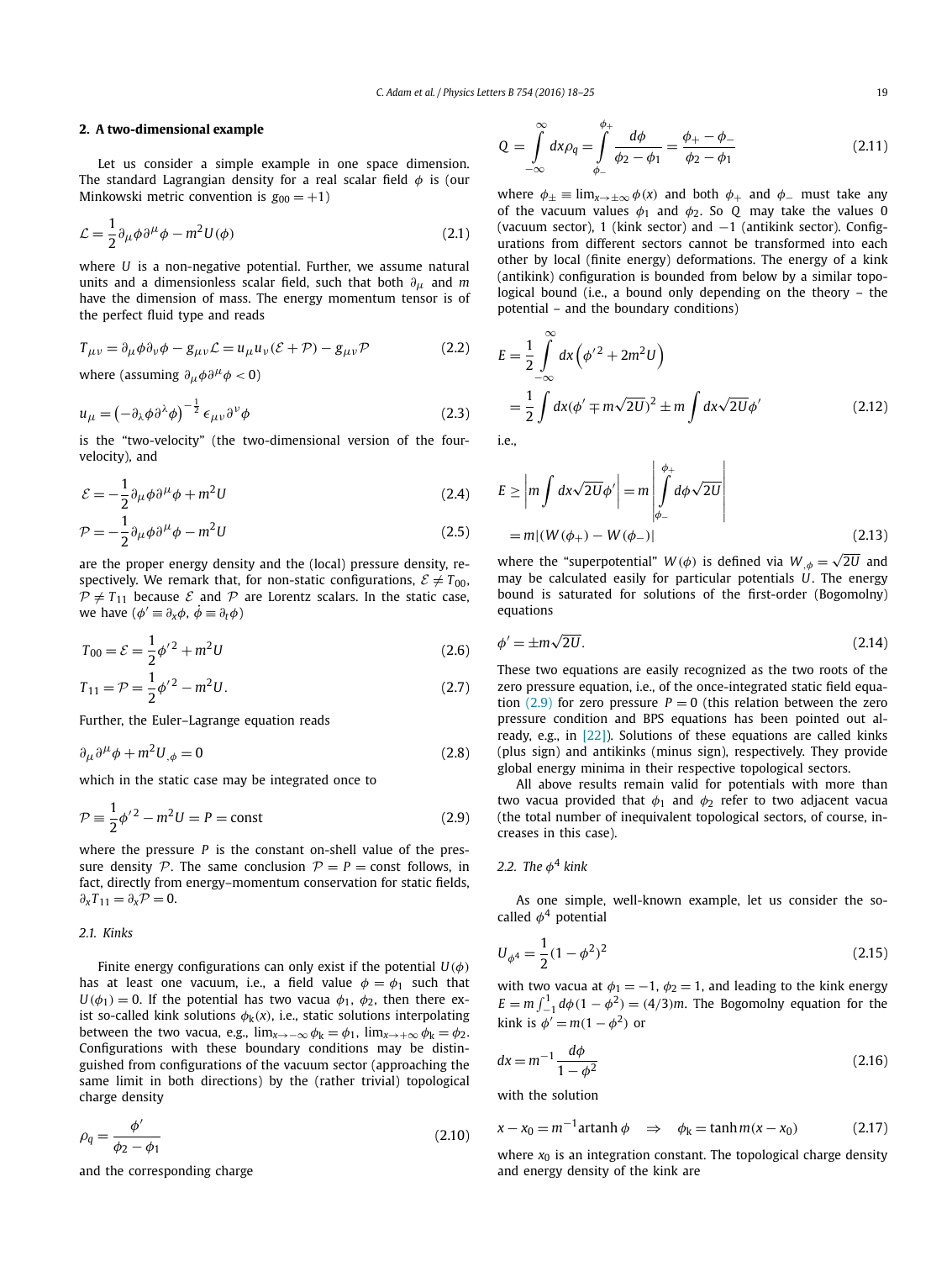## 2. A two-dimensional example

Let us consider a simple example in one space dimension. The standard Lagrangian density for a real scalar field $\phi$ is (our Minkowski metric convention is $g_{00} = +1$)

$$\mathcal{L} = \frac{1}{2}\partial_\mu \phi \partial^\mu \phi - m^2 U(\phi) \tag{2.1}$$

where $U$ is a non-negative potential. Further, we assume natural units and a dimensionless scalar field, such that both $\partial_\mu$ and $m$ have the dimension of mass. The energy momentum tensor is of the perfect fluid type and reads

$$T_{\mu\nu} = \partial_\mu \phi \partial_\nu \phi - g_{\mu\nu}\mathcal{L} = u_\mu u_\nu (\mathcal{E} + \mathcal{P}) - g_{\mu\nu}\mathcal{P} \tag{2.2}$$

where (assuming $\partial_\mu \phi \partial^\mu \phi < 0$)

$$u_\mu = \left(-\partial_\lambda \phi \partial^\lambda \phi\right)^{-\frac{1}{2}} \epsilon_{\mu\nu}\partial^\nu \phi \tag{2.3}$$

is the "two-velocity" (the two-dimensional version of the four-velocity), and

$$\mathcal{E} = -\frac{1}{2}\partial_\mu \phi \partial^\mu \phi + m^2 U \tag{2.4}$$

$$\mathcal{P} = -\frac{1}{2}\partial_\mu \phi \partial^\mu \phi - m^2 U \tag{2.5}$$

are the proper energy density and the (local) pressure density, respectively. We remark that, for non-static configurations, $\mathcal{E} \neq T_{00}$, $\mathcal{P} \neq T_{11}$ because $\mathcal{E}$ and $\mathcal{P}$ are Lorentz scalars. In the static case, we have ($\phi' \equiv \partial_x \phi$, $\dot{\phi} \equiv \partial_t \phi$)

$$T_{00} = \mathcal{E} = \frac{1}{2}\phi'^2 + m^2 U \tag{2.6}$$

$$T_{11} = \mathcal{P} = \frac{1}{2}\phi'^2 - m^2 U. \tag{2.7}$$

Further, the Euler–Lagrange equation reads

$$\partial_\mu \partial^\mu \phi + m^2 U_{,\phi} = 0 \tag{2.8}$$

which in the static case may be integrated once to

$$\mathcal{P} \equiv \frac{1}{2}\phi'^2 - m^2 U = P = \text{const} \tag{2.9}$$

where the pressure $P$ is the constant on-shell value of the pressure density $\mathcal{P}$. The same conclusion $\mathcal{P} = P = \text{const}$ follows, in fact, directly from energy–momentum conservation for static fields, $\partial_x T_{11} = \partial_x \mathcal{P} = 0$.

### 2.1. Kinks

Finite energy configurations can only exist if the potential $U(\phi)$ has at least one vacuum, i.e., a field value $\phi = \phi_1$ such that $U(\phi_1) = 0$. If the potential has two vacua $\phi_1$, $\phi_2$, then there exist so-called kink solutions $\phi_k(x)$, i.e., static solutions interpolating between the two vacua, e.g., $\lim_{x\to-\infty}\phi_k = \phi_1$, $\lim_{x\to+\infty}\phi_k = \phi_2$. Configurations with these boundary conditions may be distinguished from configurations of the vacuum sector (approaching the same limit in both directions) by the (rather trivial) topological charge density

$$\rho_q = \frac{\phi'}{\phi_2 - \phi_1} \tag{2.10}$$

and the corresponding charge

$$Q = \int_{-\infty}^{\infty} dx \rho_q = \int_{\phi_-}^{\phi_+} \frac{d\phi}{\phi_2 - \phi_1} = \frac{\phi_+ - \phi_-}{\phi_2 - \phi_1} \tag{2.11}$$

where $\phi_\pm \equiv \lim_{x\to\pm\infty}\phi(x)$ and both $\phi_+$ and $\phi_-$ must take any of the vacuum values $\phi_1$ and $\phi_2$. So $Q$ may take the values 0 (vacuum sector), 1 (kink sector) and $-1$ (antikink sector). Configurations from different sectors cannot be transformed into each other by local (finite energy) deformations. The energy of a kink (antikink) configuration is bounded from below by a similar topological bound (i.e., a bound only depending on the theory – the potential – and the boundary conditions)

$$E = \frac{1}{2}\int_{-\infty}^{\infty} dx\left(\phi'^2 + 2m^2 U\right)$$
$$= \frac{1}{2}\int dx (\phi' \mp m\sqrt{2U})^2 \pm m \int dx \sqrt{2U}\phi' \tag{2.12}$$

i.e.,

$$E \geq \left| m \int dx \sqrt{2U}\phi' \right| = m \left| \int_{\phi_-}^{\phi_+} d\phi \sqrt{2U} \right|$$
$$= m|(W(\phi_+) - W(\phi_-)| \tag{2.13}$$

where the "superpotential" $W(\phi)$ is defined via $W_{,\phi} = \sqrt{2U}$ and may be calculated easily for particular potentials $U$. The energy bound is saturated for solutions of the first-order (Bogomolny) equations

$$\phi' = \pm m\sqrt{2U}. \tag{2.14}$$

These two equations are easily recognized as the two roots of the zero pressure equation, i.e., of the once-integrated static field equation (2.9) for zero pressure $P = 0$ (this relation between the zero pressure condition and BPS equations has been pointed out already, e.g., in [22]). Solutions of these equations are called kinks (plus sign) and antikinks (minus sign), respectively. They provide global energy minima in their respective topological sectors.

All above results remain valid for potentials with more than two vacua provided that $\phi_1$ and $\phi_2$ refer to two adjacent vacua (the total number of inequivalent topological sectors, of course, increases in this case).

### 2.2. The $\phi^4$ kink

As one simple, well-known example, let us consider the so-called $\phi^4$ potential

$$U_{\phi^4} = \frac{1}{2}(1 - \phi^2)^2 \tag{2.15}$$

with two vacua at $\phi_1 = -1$, $\phi_2 = 1$, and leading to the kink energy $E = m\int_{-1}^{1} d\phi (1 - \phi^2) = (4/3)m$. The Bogomolny equation for the kink is $\phi' = m(1 - \phi^2)$ or

$$dx = m^{-1}\frac{d\phi}{1 - \phi^2} \tag{2.16}$$

with the solution

$$x - x_0 = m^{-1}\text{artanh}\, \phi \quad \Rightarrow \quad \phi_k = \tanh m(x - x_0) \tag{2.17}$$

where $x_0$ is an integration constant. The topological charge density and energy density of the kink are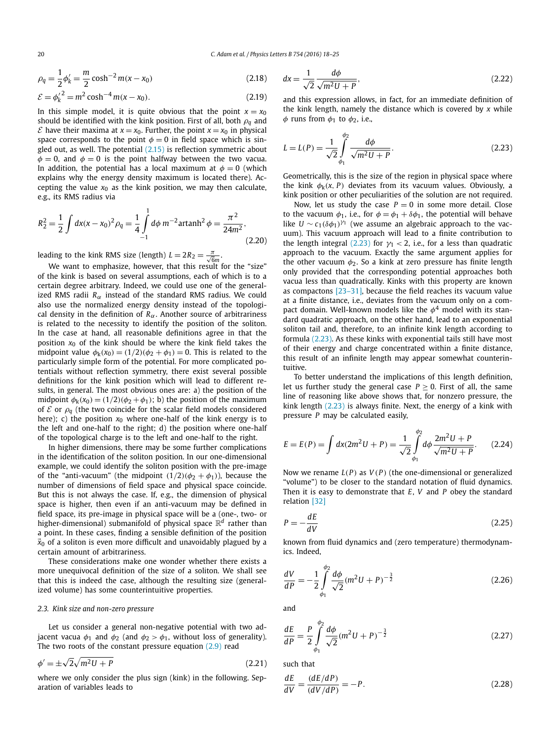$$\rho_q = \frac{1}{2}\phi_k' = \frac{m}{2}\cosh^{-2} m(x - x_0) \tag{2.18}$$

$$\mathcal{E} = \phi_k'^2 = m^2 \cosh^{-4} m(x - x_0). \tag{2.19}$$

In this simple model, it is quite obvious that the point $x = x_0$ should be identified with the kink position. First of all, both $\rho_q$ and $\mathcal{E}$ have their maxima at $x = x_0$. Further, the point $x = x_0$ in physical space corresponds to the point $\phi = 0$ in field space which is singled out, as well. The potential (2.15) is reflection symmetric about $\phi = 0$, and $\phi = 0$ is the point halfway between the two vacua. In addition, the potential has a local maximum at $\phi = 0$ (which explains why the energy density maximum is located there). Accepting the value $x_0$ as the kink position, we may then calculate, e.g., its RMS radius via

$$R_2^2 = \frac{1}{2}\int dx (x - x_0)^2 \rho_q = \frac{1}{4}\int_{-1}^{1} d\phi\, m^{-2}\text{artanh}^2\,\phi = \frac{\pi^2}{24m^2}, \tag{2.20}$$

leading to the kink RMS size (length) $L = 2R_2 = \frac{\pi}{\sqrt{6}m}$.

We want to emphasize, however, that this result for the "size" of the kink is based on several assumptions, each of which is to a certain degree arbitrary. Indeed, we could use one of the generalized RMS radii $R_\alpha$ instead of the standard RMS radius. We could also use the normalized energy density instead of the topological density in the definition of $R_\alpha$. Another source of arbitrariness is related to the necessity to identify the position of the soliton. In the case at hand, all reasonable definitions agree in that the position $x_0$ of the kink should be where the kink field takes the midpoint value $\phi_k(x_0) = (1/2)(\phi_2 + \phi_1) = 0$. This is related to the particularly simple form of the potential. For more complicated potentials without reflection symmetry, there exist several possible definitions for the kink position which will lead to different results, in general. The most obvious ones are: a) the position of the midpoint $\phi_k(x_0) = (1/2)(\phi_2 + \phi_1)$; b) the position of the maximum of $\mathcal{E}$ or $\rho_q$ (the two coincide for the scalar field models considered here); c) the position $x_0$ where one-half of the kink energy is to the left and one-half to the right; d) the position where one-half of the topological charge is to the left and one-half to the right.

In higher dimensions, there may be some further complications in the identification of the soliton position. In our one-dimensional example, we could identify the soliton position with the pre-image of the "anti-vacuum" (the midpoint $(1/2)(\phi_2 + \phi_1)$), because the number of dimensions of field space and physical space coincide. But this is not always the case. If, e.g., the dimension of physical space is higher, then even if an anti-vacuum may be defined in field space, its pre-image in physical space will be a (one-, two- or higher-dimensional) submanifold of physical space $\mathbb{R}^d$ rather than a point. In these cases, finding a sensible definition of the position $\vec{x}_0$ of a soliton is even more difficult and unavoidably plagued by a certain amount of arbitrariness.

These considerations make one wonder whether there exists a more unequivocal definition of the size of a soliton. We shall see that this is indeed the case, although the resulting size (generalized volume) has some counterintuitive properties.

### 2.3. Kink size and non-zero pressure

Let us consider a general non-negative potential with two adjacent vacua $\phi_1$ and $\phi_2$ (and $\phi_2 > \phi_1$, without loss of generality). The two roots of the constant pressure equation (2.9) read

$$\phi' = \pm\sqrt{2}\sqrt{m^2 U + P} \tag{2.21}$$

where we only consider the plus sign (kink) in the following. Separation of variables leads to

$$dx = \frac{1}{\sqrt{2}}\frac{d\phi}{\sqrt{m^2 U + P}}, \tag{2.22}$$

and this expression allows, in fact, for an immediate definition of the kink length, namely the distance which is covered by $x$ while $\phi$ runs from $\phi_1$ to $\phi_2$, i.e.,

$$L = L(P) = \frac{1}{\sqrt{2}}\int_{\phi_1}^{\phi_2}\frac{d\phi}{\sqrt{m^2 U + P}}. \tag{2.23}$$

Geometrically, this is the size of the region in physical space where the kink $\phi_k(x, P)$ deviates from its vacuum values. Obviously, a kink position or other peculiarities of the solution are not required.

Now, let us study the case $P = 0$ in some more detail. Close to the vacuum $\phi_1$, i.e., for $\phi = \phi_1 + \delta\phi_1$, the potential will behave like $U \sim c_1(\delta\phi_1)^{\gamma_1}$ (we assume an algebraic approach to the vacuum). This vacuum approach will lead to a finite contribution to the length integral (2.23) for $\gamma_1 < 2$, i.e., for a less than quadratic approach to the vacuum. Exactly the same argument applies for the other vacuum $\phi_2$. So a kink at zero pressure has finite length only provided that the corresponding potential approaches both vacua less than quadratically. Kinks with this property are known as compactons [23–31], because the field reaches its vacuum value at a finite distance, i.e., deviates from the vacuum only on a compact domain. Well-known models like the $\phi^4$ model with its standard quadratic approach, on the other hand, lead to an exponential soliton tail and, therefore, to an infinite kink length according to formula (2.23). As these kinks with exponential tails still have most of their energy and charge concentrated within a finite distance, this result of an infinite length may appear somewhat counterintuitive.

To better understand the implications of this length definition, let us further study the general case $P \geq 0$. First of all, the same line of reasoning like above shows that, for nonzero pressure, the kink length (2.23) is always finite. Next, the energy of a kink with pressure $P$ may be calculated easily,

$$E = E(P) = \int dx (2m^2 U + P) = \frac{1}{\sqrt{2}}\int_{\phi_1}^{\phi_2} d\phi \frac{2m^2 U + P}{\sqrt{m^2 U + P}}. \tag{2.24}$$

Now we rename $L(P)$ as $V(P)$ (the one-dimensional or generalized "volume") to be closer to the standard notation of fluid dynamics. Then it is easy to demonstrate that $E$, $V$ and $P$ obey the standard relation [32]

$$P = -\frac{dE}{dV} \tag{2.25}$$

known from fluid dynamics and (zero temperature) thermodynamics. Indeed,

$$\frac{dV}{dP} = -\frac{1}{2}\int_{\phi_1}^{\phi_2}\frac{d\phi}{\sqrt{2}}(m^2 U + P)^{-\frac{3}{2}} \tag{2.26}$$

and

$$\frac{dE}{dP} = \frac{P}{2}\int_{\phi_1}^{\phi_2}\frac{d\phi}{\sqrt{2}}(m^2 U + P)^{-\frac{3}{2}} \tag{2.27}$$

such that

$$\frac{dE}{dV} = \frac{(dE/dP)}{(dV/dP)} = -P. \tag{2.28}$$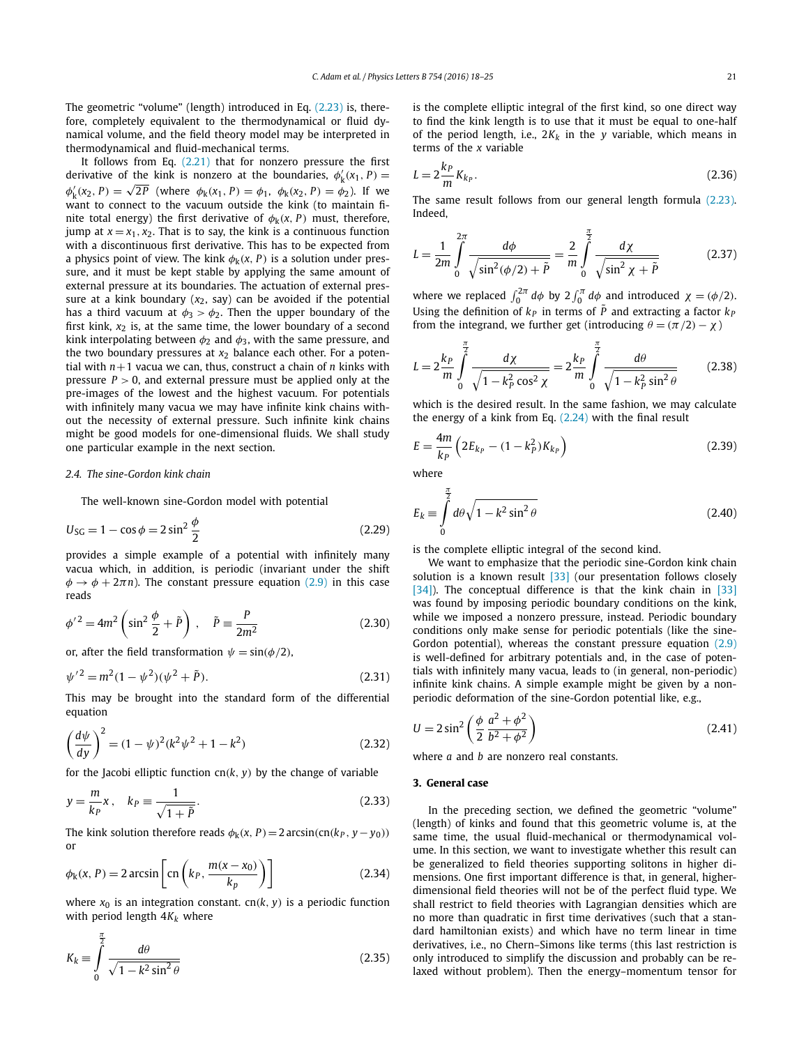The geometric "volume" (length) introduced in Eq. (2.23) is, therefore, completely equivalent to the thermodynamical or fluid dynamical volume, and the field theory model may be interpreted in thermodynamical and fluid-mechanical terms.

It follows from Eq. (2.21) that for nonzero pressure the first derivative of the kink is nonzero at the boundaries, $\phi_k'(x_1, P) = \phi_k'(x_2, P) = \sqrt{2P}$ (where $\phi_k(x_1, P) = \phi_1$, $\phi_k(x_2, P) = \phi_2$). If we want to connect to the vacuum outside the kink (to maintain finite total energy) the first derivative of $\phi_k(x, P)$ must, therefore, jump at $x = x_1, x_2$. That is to say, the kink is a continuous function with a discontinuous first derivative. This has to be expected from a physics point of view. The kink $\phi_k(x, P)$ is a solution under pressure, and it must be kept stable by applying the same amount of external pressure at its boundaries. The actuation of external pressure at a kink boundary ($x_2$, say) can be avoided if the potential has a third vacuum at $\phi_3 > \phi_2$. Then the upper boundary of the first kink, $x_2$ is, at the same time, the lower boundary of a second kink interpolating between $\phi_2$ and $\phi_3$, with the same pressure, and the two boundary pressures at $x_2$ balance each other. For a potential with $n+1$ vacua we can, thus, construct a chain of $n$ kinks with pressure $P > 0$, and external pressure must be applied only at the pre-images of the lowest and the highest vacuum. For potentials with infinitely many vacua we may have infinite kink chains without the necessity of external pressure. Such infinite kink chains might be good models for one-dimensional fluids. We shall study one particular example in the next section.

### 2.4. The sine-Gordon kink chain

The well-known sine-Gordon model with potential

$$U_{SG} = 1 - \cos\phi = 2\sin^2\frac{\phi}{2} \tag{2.29}$$

provides a simple example of a potential with infinitely many vacua which, in addition, is periodic (invariant under the shift $\phi \to \phi + 2\pi n$). The constant pressure equation (2.9) in this case reads

$$\phi'^2 = 4m^2\left(\sin^2\frac{\phi}{2} + \tilde{P}\right), \quad \tilde{P} \equiv \frac{P}{2m^2} \tag{2.30}$$

or, after the field transformation $\psi = \sin(\phi/2)$,

$$\psi'^2 = m^2(1-\psi^2)(\psi^2 + \tilde{P}). \tag{2.31}$$

This may be brought into the standard form of the differential equation

$$\left(\frac{d\psi}{dy}\right)^2 = (1-\psi)^2(k^2\psi^2 + 1 - k^2) \tag{2.32}$$

for the Jacobi elliptic function $\mathrm{cn}(k, y)$ by the change of variable

$$y = \frac{m}{k_P}x, \quad k_P \equiv \frac{1}{\sqrt{1+\tilde{P}}}. \tag{2.33}$$

The kink solution therefore reads $\phi_k(x, P) = 2\arcsin(\mathrm{cn}(k_P, y - y_0))$ or

$$\phi_k(x, P) = 2\arcsin\left[\mathrm{cn}\left(k_P, \frac{m(x-x_0)}{k_p}\right)\right] \tag{2.34}$$

where $x_0$ is an integration constant. $\mathrm{cn}(k, y)$ is a periodic function with period length $4K_k$ where

$$K_k \equiv \int_0^{\frac{\pi}{2}} \frac{d\theta}{\sqrt{1-k^2\sin^2\theta}} \tag{2.35}$$

is the complete elliptic integral of the first kind, so one direct way to find the kink length is to use that it must be equal to one-half of the period length, i.e., $2K_k$ in the $y$ variable, which means in terms of the $x$ variable

$$L = 2\frac{k_P}{m}K_{k_P}. \tag{2.36}$$

The same result follows from our general length formula (2.23). Indeed,

$$L = \frac{1}{2m}\int_0^{2\pi}\frac{d\phi}{\sqrt{\sin^2(\phi/2) + \tilde{P}}} = \frac{2}{m}\int_0^{\frac{\pi}{2}}\frac{d\chi}{\sqrt{\sin^2\chi + \tilde{P}}} \tag{2.37}$$

where we replaced $\int_0^{2\pi} d\phi$ by $2\int_0^{\pi} d\phi$ and introduced $\chi = (\phi/2)$. Using the definition of $k_P$ in terms of $\tilde{P}$ and extracting a factor $k_P$ from the integrand, we further get (introducing $\theta = (\pi/2) - \chi$)

$$L = 2\frac{k_P}{m}\int_0^{\frac{\pi}{2}}\frac{d\chi}{\sqrt{1-k_P^2\cos^2\chi}} = 2\frac{k_P}{m}\int_0^{\frac{\pi}{2}}\frac{d\theta}{\sqrt{1-k_P^2\sin^2\theta}} \tag{2.38}$$

which is the desired result. In the same fashion, we may calculate the energy of a kink from Eq. (2.24) with the final result

$$E = \frac{4m}{k_P}\left(2E_{k_P} - (1-k_P^2)K_{k_P}\right) \tag{2.39}$$

where

$$E_k \equiv \int_0^{\frac{\pi}{2}} d\theta\sqrt{1-k^2\sin^2\theta} \tag{2.40}$$

is the complete elliptic integral of the second kind.

We want to emphasize that the periodic sine-Gordon kink chain solution is a known result [33] (our presentation follows closely [34]). The conceptual difference is that the kink chain in [33] was found by imposing periodic boundary conditions on the kink, while we imposed a nonzero pressure, instead. Periodic boundary conditions only make sense for periodic potentials (like the sine-Gordon potential), whereas the constant pressure equation (2.9) is well-defined for arbitrary potentials and, in the case of potentials with infinitely many vacua, leads to (in general, non-periodic) infinite kink chains. A simple example might be given by a non-periodic deformation of the sine-Gordon potential like, e.g.,

$$U = 2\sin^2\left(\frac{\phi}{2}\frac{a^2+\phi^2}{b^2+\phi^2}\right) \tag{2.41}$$

where $a$ and $b$ are nonzero real constants.

## 3. General case

In the preceding section, we defined the geometric "volume" (length) of kinks and found that this geometric volume is, at the same time, the usual fluid-mechanical or thermodynamical volume. In this section, we want to investigate whether this result can be generalized to field theories supporting solitons in higher dimensions. One first important difference is that, in general, higher-dimensional field theories will not be of the perfect fluid type. We shall restrict to field theories with Lagrangian densities which are no more than quadratic in first time derivatives (such that a standard hamiltonian exists) and which have no term linear in time derivatives, i.e., no Chern–Simons like terms (this last restriction is only introduced to simplify the discussion and probably can be relaxed without problem). Then the energy–momentum tensor for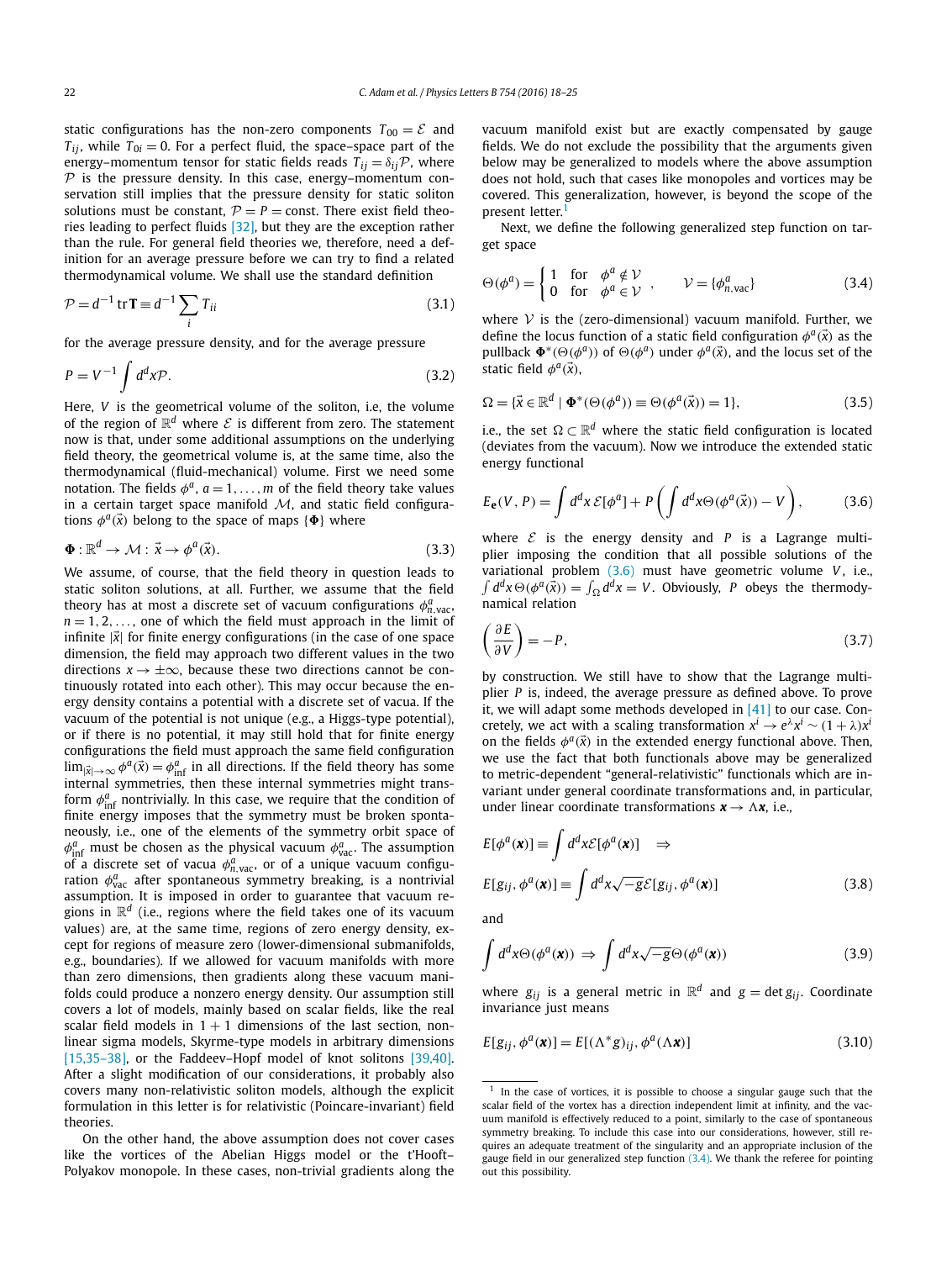static configurations has the non-zero components $T_{00} = \mathcal{E}$ and $T_{ij}$, while $T_{0i} = 0$. For a perfect fluid, the space–space part of the energy–momentum tensor for static fields reads $T_{ij} = \delta_{ij}\mathcal{P}$, where $\mathcal{P}$ is the pressure density. In this case, energy–momentum conservation still implies that the pressure density for static soliton solutions must be constant, $\mathcal{P} = P = \text{const}$. There exist field theories leading to perfect fluids [32], but they are the exception rather than the rule. For general field theories we, therefore, need a definition for an average pressure before we can try to find a related thermodynamical volume. We shall use the standard definition

$$\mathcal{P} = d^{-1}\,\mathrm{tr}\,\mathbf{T} \equiv d^{-1}\sum_i T_{ii} \tag{3.1}$$

for the average pressure density, and for the average pressure

$$P = V^{-1}\int d^d x \mathcal{P}. \tag{3.2}$$

Here, $V$ is the geometrical volume of the soliton, i.e, the volume of the region of $\mathbb{R}^d$ where $\mathcal{E}$ is different from zero. The statement now is that, under some additional assumptions on the underlying field theory, the geometrical volume is, at the same time, also the thermodynamical (fluid-mechanical) volume. First we need some notation. The fields $\phi^a$, $a = 1,\ldots,m$ of the field theory take values in a certain target space manifold $\mathcal{M}$, and static field configurations $\phi^a(\vec{x})$ belong to the space of maps $\{\mathbf{\Phi}\}$ where

$$\mathbf{\Phi} : \mathbb{R}^d \to \mathcal{M} :\ \vec{x} \to \phi^a(\vec{x}). \tag{3.3}$$

We assume, of course, that the field theory in question leads to static soliton solutions, at all. Further, we assume that the field theory has at most a discrete set of vacuum configurations $\phi^a_{n,\text{vac}}$, $n = 1, 2, \ldots$, one of which the field must approach in the limit of infinite $|\vec{x}|$ for finite energy configurations (in the case of one space dimension, the field may approach two different values in the two directions $x \to \pm\infty$, because these two directions cannot be continuously rotated into each other). This may occur because the energy density contains a potential with a discrete set of vacua. If the vacuum of the potential is not unique (e.g., a Higgs-type potential), or if there is no potential, it may still hold that for finite energy configurations the field must approach the same field configuration $\lim_{|\vec{x}|\to\infty}\phi^a(\vec{x}) = \phi^a_{\text{inf}}$ in all directions. If the field theory has some internal symmetries, then these internal symmetries might transform $\phi^a_{\text{inf}}$ nontrivially. In this case, we require that the condition of finite energy imposes that the symmetry must be broken spontaneously, i.e., one of the elements of the symmetry orbit space of $\phi^a_{\text{inf}}$ must be chosen as the physical vacuum $\phi^a_{\text{vac}}$. The assumption of a discrete set of vacua $\phi^a_{n,\text{vac}}$, or of a unique vacuum configuration $\phi^a_{\text{vac}}$ after spontaneous symmetry breaking, is a nontrivial assumption. It is imposed in order to guarantee that vacuum regions in $\mathbb{R}^d$ (i.e., regions where the field takes one of its vacuum values) are, at the same time, regions of zero energy density, except for regions of measure zero (lower-dimensional submanifolds, e.g., boundaries). If we allowed for vacuum manifolds with more than zero dimensions, then gradients along these vacuum manifolds could produce a nonzero energy density. Our assumption still covers a lot of models, mainly based on scalar fields, like the real scalar field models in $1 + 1$ dimensions of the last section, nonlinear sigma models, Skyrme-type models in arbitrary dimensions [15,35–38], or the Faddeev–Hopf model of knot solitons [39,40]. After a slight modification of our considerations, it probably also covers many non-relativistic soliton models, although the explicit formulation in this letter is for relativistic (Poincare-invariant) field theories.

On the other hand, the above assumption does not cover cases like the vortices of the Abelian Higgs model or the 't Hooft–Polyakov monopole. In these cases, non-trivial gradients along the vacuum manifold exist but are exactly compensated by gauge fields. We do not exclude the possibility that the arguments given below may be generalized to models where the above assumption does not hold, such that cases like monopoles and vortices may be covered. This generalization, however, is beyond the scope of the present letter.[1]

Next, we define the following generalized step function on target space

$$\Theta(\phi^a) = \begin{cases} 1 & \text{for} \quad \phi^a \notin \mathcal{V} \\ 0 & \text{for} \quad \phi^a \in \mathcal{V} \end{cases}, \qquad \mathcal{V} = \{\phi^a_{n,\text{vac}}\} \tag{3.4}$$

where $\mathcal{V}$ is the (zero-dimensional) vacuum manifold. Further, we define the locus function of a static field configuration $\phi^a(\vec{x})$ as the pullback $\mathbf{\Phi}^*(\Theta(\phi^a))$ of $\Theta(\phi^a)$ under $\phi^a(\vec{x})$, and the locus set of the static field $\phi^a(\vec{x})$,

$$\Omega = \{\vec{x} \in \mathbb{R}^d \mid \mathbf{\Phi}^*(\Theta(\phi^a)) \equiv \Theta(\phi^a(\vec{x})) = 1\}, \tag{3.5}$$

i.e., the set $\Omega \subset \mathbb{R}^d$ where the static field configuration is located (deviates from the vacuum). Now we introduce the extended static energy functional

$$E_{\mathbf{e}}(V, P) = \int d^d x\, \mathcal{E}[\phi^a] + P\left(\int d^d x \Theta(\phi^a(\vec{x})) - V\right), \tag{3.6}$$

where $\mathcal{E}$ is the energy density and $P$ is a Lagrange multiplier imposing the condition that all possible solutions of the variational problem (3.6) must have geometric volume $V$, i.e., $\int d^d x \Theta(\phi^a(\vec{x})) = \int_\Omega d^d x = V$. Obviously, $P$ obeys the thermodynamical relation

$$\left(\frac{\partial E}{\partial V}\right) = -P, \tag{3.7}$$

by construction. We still have to show that the Lagrange multiplier $P$ is, indeed, the average pressure as defined above. To prove it, we will adapt some methods developed in [41] to our case. Concretely, we act with a scaling transformation $x^i \to e^\lambda x^i \sim (1+\lambda)x^i$ on the fields $\phi^a(\vec{x})$ in the extended energy functional above. Then, we use the fact that both functionals above may be generalized to metric-dependent "general-relativistic" functionals which are invariant under general coordinate transformations and, in particular, under linear coordinate transformations $\boldsymbol{x} \to \Lambda\boldsymbol{x}$, i.e.,

$$E[\phi^a(\boldsymbol{x})] \equiv \int d^d x \mathcal{E}[\phi^a(\boldsymbol{x})] \quad \Rightarrow$$

$$E[g_{ij}, \phi^a(\boldsymbol{x})] \equiv \int d^d x \sqrt{-g}\,\mathcal{E}[g_{ij}, \phi^a(\boldsymbol{x})] \tag{3.8}$$

and

$$\int d^d x \Theta(\phi^a(\boldsymbol{x})) \Rightarrow \int d^d x \sqrt{-g}\,\Theta(\phi^a(\boldsymbol{x})) \tag{3.9}$$

where $g_{ij}$ is a general metric in $\mathbb{R}^d$ and $g = \det g_{ij}$. Coordinate invariance just means

$$E[g_{ij}, \phi^a(\boldsymbol{x})] = E[(\Lambda^* g)_{ij}, \phi^a(\Lambda\boldsymbol{x})] \tag{3.10}$$

---

[1] In the case of vortices, it is possible to choose a singular gauge such that the scalar field of the vortex has a direction independent limit at infinity, and the vacuum manifold is effectively reduced to a point, similarly to the case of spontaneous symmetry breaking. To include this case into our considerations, however, still requires an adequate treatment of the singularity and an appropriate inclusion of the gauge field in our generalized step function (3.4). We thank the referee for pointing out this possibility.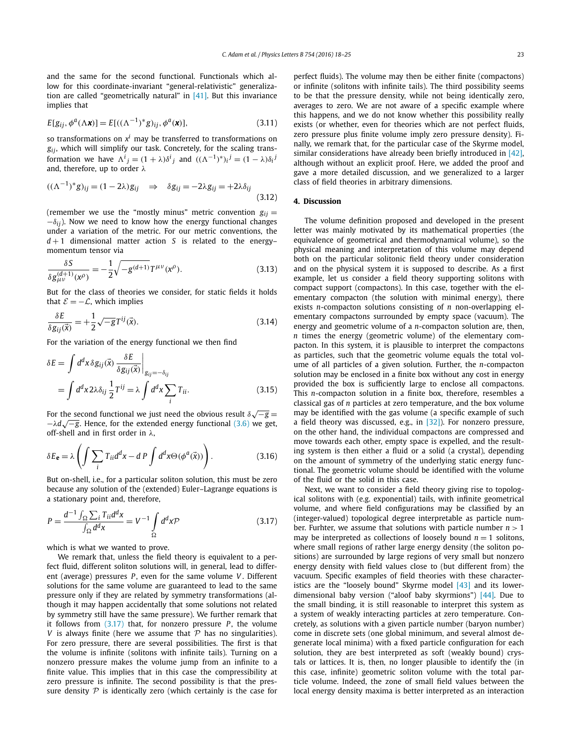and the same for the second functional. Functionals which allow for this coordinate-invariant "general-relativistic" generalization are called "geometrically natural" in [41]. But this invariance implies that

$$E[g_{ij}, \phi^a(\Lambda \boldsymbol{x})] = E[((\Lambda^{-1})^* g)_{ij}, \phi^a(\boldsymbol{x})], \tag{3.11}$$

so transformations on $x^i$ may be transferred to transformations on $g_{ij}$, which will simplify our task. Concretely, for the scaling transformation we have $\Lambda^i{}_j = (1+\lambda)\delta^i{}_j$ and $((\Lambda^{-1})^*)_i{}^j = (1-\lambda)\delta_i{}^j$ and, therefore, up to order $\lambda$

$$((\Lambda^{-1})^* g)_{ij} = (1-2\lambda) g_{ij} \quad \Rightarrow \quad \delta g_{ij} = -2\lambda g_{ij} = +2\lambda \delta_{ij} \tag{3.12}$$

(remember we use the "mostly minus" metric convention $g_{ij} = -\delta_{ij}$). Now we need to know how the energy functional changes under a variation of the metric. For our metric conventions, the $d+1$ dimensional matter action $S$ is related to the energy–momentum tensor via

$$\frac{\delta S}{\delta g^{(d+1)}_{\mu\nu}(x^\rho)} = -\frac{1}{2}\sqrt{-g^{(d+1)}}\, T^{\mu\nu}(x^\rho). \tag{3.13}$$

But for the class of theories we consider, for static fields it holds that $\mathcal{E} = -\mathcal{L}$, which implies

$$\frac{\delta E}{\delta g_{ij}(\vec{x})} = +\frac{1}{2}\sqrt{-g}\, T^{ij}(\vec{x}). \tag{3.14}$$

For the variation of the energy functional we then find

$$\begin{aligned}\delta E &= \int d^d x\, \delta g_{ij}(\vec{x}) \left. \frac{\delta E}{\delta g_{ij}(\vec{x})} \right|_{g_{ij}=-\delta_{ij}} \\ &= \int d^d x\, 2\lambda \delta_{ij} \frac{1}{2} T^{ij} = \lambda \int d^d x \sum_i T_{ii}.\end{aligned} \tag{3.15}$$

For the second functional we just need the obvious result $\delta\sqrt{-g} = -\lambda d \sqrt{-g}$. Hence, for the extended energy functional (3.6) we get, off-shell and in first order in $\lambda$,

$$\delta E_{\mathbf{e}} = \lambda \left( \int \sum_i T_{ii} d^d x - d\, P \int d^d x \Theta(\phi^a(\vec{x})) \right). \tag{3.16}$$

But on-shell, i.e., for a particular soliton solution, this must be zero because any solution of the (extended) Euler–Lagrange equations is a stationary point and, therefore,

$$P = \frac{d^{-1} \int_\Omega \sum_i T_{ii} d^d x}{\int_\Omega d^d x} = V^{-1} \int_\Omega d^d x \mathcal{P} \tag{3.17}$$

which is what we wanted to prove.

We remark that, unless the field theory is equivalent to a perfect fluid, different soliton solutions will, in general, lead to different (average) pressures $P$, even for the same volume $V$. Different solutions for the same volume are guaranteed to lead to the same pressure only if they are related by symmetry transformations (although it may happen accidentally that some solutions not related by symmetry still have the same pressure). We further remark that it follows from (3.17) that, for nonzero pressure $P$, the volume $V$ is always finite (here we assume that $\mathcal{P}$ has no singularities). For zero pressure, there are several possibilities. The first is that the volume is infinite (solitons with infinite tails). Turning on a nonzero pressure makes the volume jump from an infinite to a finite value. This implies that in this case the compressibility at zero pressure is infinite. The second possibility is that the pressure density $\mathcal{P}$ is identically zero (which certainly is the case for perfect fluids). The volume may then be either finite (compactons) or infinite (solitons with infinite tails). The third possibility seems to be that the pressure density, while not being identically zero, averages to zero. We are not aware of a specific example where this happens, and we do not know whether this possibility really exists (or whether, even for theories which are not perfect fluids, zero pressure plus finite volume imply zero pressure density). Finally, we remark that, for the particular case of the Skyrme model, similar considerations have already been briefly introduced in [42], although without an explicit proof. Here, we added the proof and gave a more detailed discussion, and we generalized to a larger class of field theories in arbitrary dimensions.

## 4. Discussion

The volume definition proposed and developed in the present letter was mainly motivated by its mathematical properties (the equivalence of geometrical and thermodynamical volume), so the physical meaning and interpretation of this volume may depend both on the particular solitonic field theory under consideration and on the physical system it is supposed to describe. As a first example, let us consider a field theory supporting solitons with compact support (compactons). In this case, together with the elementary compacton (the solution with minimal energy), there exists $n$-compacton solutions consisting of $n$ non-overlapping elementary compactons surrounded by empty space (vacuum). The energy and geometric volume of a $n$-compacton solution are, then, $n$ times the energy (geometric volume) of the elementary compacton. In this system, it is plausible to interpret the compactons as particles, such that the geometric volume equals the total volume of all particles of a given solution. Further, the $n$-compacton solution may be enclosed in a finite box without any cost in energy provided the box is sufficiently large to enclose all compactons. This $n$-compacton solution in a finite box, therefore, resembles a classical gas of $n$ particles at zero temperature, and the box volume may be identified with the gas volume (a specific example of such a field theory was discussed, e.g., in [32]). For nonzero pressure, on the other hand, the individual compactons are compressed and move towards each other, empty space is expelled, and the resulting system is then either a fluid or a solid (a crystal), depending on the amount of symmetry of the underlying static energy functional. The geometric volume should be identified with the volume of the fluid or the solid in this case.

Next, we want to consider a field theory giving rise to topological solitons with (e.g. exponential) tails, with infinite geometrical volume, and where field configurations may be classified by an (integer-valued) topological degree interpretable as particle number. Furhter, we assume that solutions with particle number $n > 1$ may be interpreted as collections of loosely bound $n = 1$ solitons, where small regions of rather large energy density (the soliton positions) are surrounded by large regions of very small but nonzero energy density with field values close to (but different from) the vacuum. Specific examples of field theories with these characteristics are the "loosely bound" Skyrme model [43] and its lower-dimensional baby version ("aloof baby skyrmions") [44]. Due to the small binding, it is still reasonable to interpret this system as a system of weakly interacting particles at zero temperature. Concretely, as solutions with a given particle number (baryon number) come in discrete sets (one global minimum, and several almost degenerate local minima) with a fixed particle configuration for each solution, they are best interpreted as soft (weakly bound) crystals or lattices. It is, then, no longer plausible to identify the (in this case, infinite) geometric soliton volume with the total particle volume. Indeed, the zone of small field values between the local energy density maxima is better interpreted as an interaction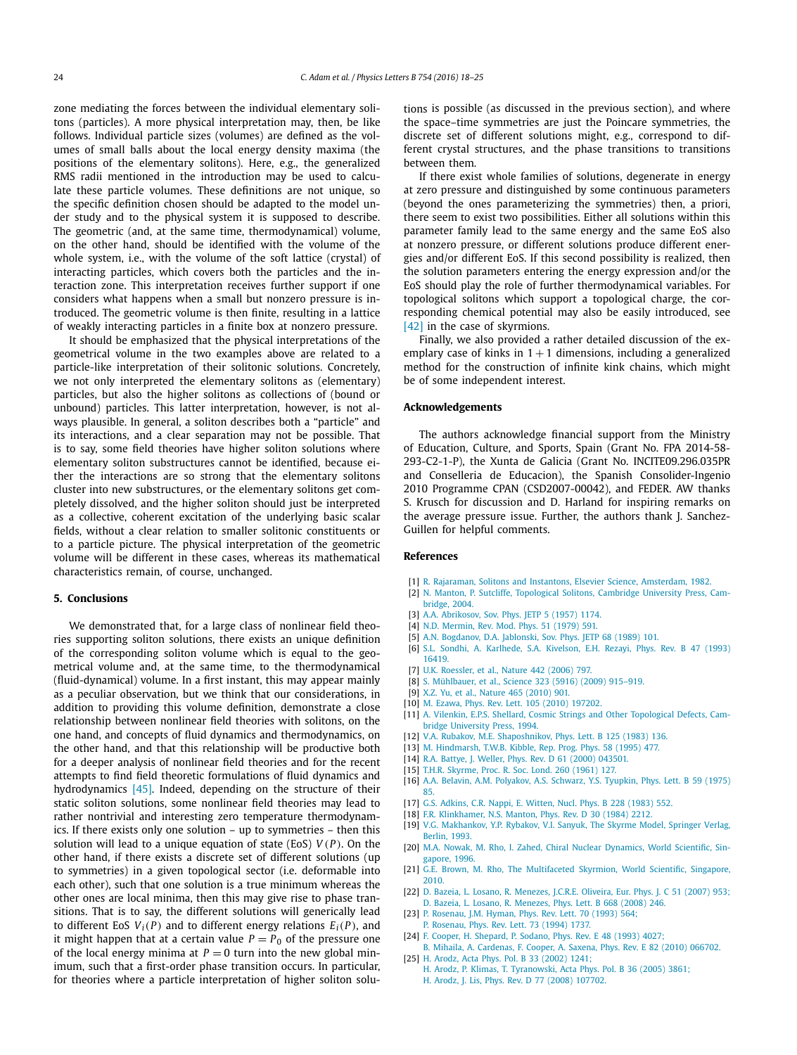zone mediating the forces between the individual elementary solitons (particles). A more physical interpretation may, then, be like follows. Individual particle sizes (volumes) are defined as the volumes of small balls about the local energy density maxima (the positions of the elementary solitons). Here, e.g., the generalized RMS radii mentioned in the introduction may be used to calculate these particle volumes. These definitions are not unique, so the specific definition chosen should be adapted to the model under study and to the physical system it is supposed to describe. The geometric (and, at the same time, thermodynamical) volume, on the other hand, should be identified with the volume of the whole system, i.e., with the volume of the soft lattice (crystal) of interacting particles, which covers both the particles and the interaction zone. This interpretation receives further support if one considers what happens when a small but nonzero pressure is introduced. The geometric volume is then finite, resulting in a lattice of weakly interacting particles in a finite box at nonzero pressure.

It should be emphasized that the physical interpretations of the geometrical volume in the two examples above are related to a particle-like interpretation of their solitonic solutions. Concretely, we not only interpreted the elementary solitons as (elementary) particles, but also the higher solitons as collections of (bound or unbound) particles. This latter interpretation, however, is not always plausible. In general, a soliton describes both a "particle" and its interactions, and a clear separation may not be possible. That is to say, some field theories have higher soliton solutions where elementary soliton substructures cannot be identified, because either the interactions are so strong that the elementary solitons cluster into new substructures, or the elementary solitons get completely dissolved, and the higher soliton should just be interpreted as a collective, coherent excitation of the underlying basic scalar fields, without a clear relation to smaller solitonic constituents or to a particle picture. The physical interpretation of the geometric volume will be different in these cases, whereas its mathematical characteristics remain, of course, unchanged.

## 5. Conclusions

We demonstrated that, for a large class of nonlinear field theories supporting soliton solutions, there exists an unique definition of the corresponding soliton volume which is equal to the geometrical volume and, at the same time, to the thermodynamical (fluid-dynamical) volume. In a first instant, this may appear mainly as a peculiar observation, but we think that our considerations, in addition to providing this volume definition, demonstrate a close relationship between nonlinear field theories with solitons, on the one hand, and concepts of fluid dynamics and thermodynamics, on the other hand, and that this relationship will be productive both for a deeper analysis of nonlinear field theories and for the recent attempts to find field theoretic formulations of fluid dynamics and hydrodynamics [45]. Indeed, depending on the structure of their static soliton solutions, some nonlinear field theories may lead to rather nontrivial and interesting zero temperature thermodynamics. If there exists only one solution – up to symmetries – then this solution will lead to a unique equation of state (EoS) $V(P)$. On the other hand, if there exists a discrete set of different solutions (up to symmetries) in a given topological sector (i.e. deformable into each other), such that one solution is a true minimum whereas the other ones are local minima, then this may give rise to phase transitions. That is to say, the different solutions will generically lead to different EoS $V_i(P)$ and to different energy relations $E_i(P)$, and it might happen that at a certain value $P = P_0$ of the pressure one of the local energy minima at $P = 0$ turn into the new global minimum, such that a first-order phase transition occurs. In particular, for theories where a particle interpretation of higher soliton solutions is possible (as discussed in the previous section), and where the space–time symmetries are just the Poincare symmetries, the discrete set of different solutions might, e.g., correspond to different crystal structures, and the phase transitions to transitions between them.

If there exist whole families of solutions, degenerate in energy at zero pressure and distinguished by some continuous parameters (beyond the ones parameterizing the symmetries) then, a priori, there seem to exist two possibilities. Either all solutions within this parameter family lead to the same energy and the same EoS also at nonzero pressure, or different solutions produce different energies and/or different EoS. If this second possibility is realized, then the solution parameters entering the energy expression and/or the EoS should play the role of further thermodynamical variables. For topological solitons which support a topological charge, the corresponding chemical potential may also be easily introduced, see [42] in the case of skyrmions.

Finally, we also provided a rather detailed discussion of the exemplary case of kinks in $1+1$ dimensions, including a generalized method for the construction of infinite kink chains, which might be of some independent interest.

## Acknowledgements

The authors acknowledge financial support from the Ministry of Education, Culture, and Sports, Spain (Grant No. FPA 2014-58-293-C2-1-P), the Xunta de Galicia (Grant No. INCITE09.296.035PR and Conselleria de Educacion), the Spanish Consolider-Ingenio 2010 Programme CPAN (CSD2007-00042), and FEDER. AW thanks S. Krusch for discussion and D. Harland for inspiring remarks on the average pressure issue. Further, the authors thank J. Sanchez-Guillen for helpful comments.

## References

[1] R. Rajaraman, Solitons and Instantons, Elsevier Science, Amsterdam, 1982.
[2] N. Manton, P. Sutcliffe, Topological Solitons, Cambridge University Press, Cambridge, 2004.
[3] A.A. Abrikosov, Sov. Phys. JETP 5 (1957) 1174.
[4] N.D. Mermin, Rev. Mod. Phys. 51 (1979) 591.
[5] A.N. Bogdanov, D.A. Jablonski, Sov. Phys. JETP 68 (1989) 101.
[6] S.L. Sondhi, A. Karlhede, S.A. Kivelson, E.H. Rezayi, Phys. Rev. B 47 (1993) 16419.
[7] U.K. Roessler, et al., Nature 442 (2006) 797.
[8] S. Mühlbauer, et al., Science 323 (5916) (2009) 915–919.
[9] X.Z. Yu, et al., Nature 465 (2010) 901.
[10] M. Ezawa, Phys. Rev. Lett. 105 (2010) 197202.
[11] A. Vilenkin, E.P.S. Shellard, Cosmic Strings and Other Topological Defects, Cambridge University Press, 1994.
[12] V.A. Rubakov, M.E. Shaposhnikov, Phys. Lett. B 125 (1983) 136.
[13] M. Hindmarsh, T.W.B. Kibble, Rep. Prog. Phys. 58 (1995) 477.
[14] R.A. Battye, J. Weller, Phys. Rev. D 61 (2000) 043501.
[15] T.H.R. Skyrme, Proc. R. Soc. Lond. 260 (1961) 127.
[16] A.A. Belavin, A.M. Polyakov, A.S. Schwarz, Y.S. Tyupkin, Phys. Lett. B 59 (1975) 85.
[17] G.S. Adkins, C.R. Nappi, E. Witten, Nucl. Phys. B 228 (1983) 552.
[18] F.R. Klinkhamer, N.S. Manton, Phys. Rev. D 30 (1984) 2212.
[19] V.G. Makhankov, Y.P. Rybakov, V.I. Sanyuk, The Skyrme Model, Springer Verlag, Berlin, 1993.
[20] M.A. Nowak, M. Rho, I. Zahed, Chiral Nuclear Dynamics, World Scientific, Singapore, 1996.
[21] G.E. Brown, M. Rho, The Multifaceted Skyrmion, World Scientific, Singapore, 2010.
[22] D. Bazeia, L. Losano, R. Menezes, J.C.R.E. Oliveira, Eur. Phys. J. C 51 (2007) 953; D. Bazeia, L. Losano, R. Menezes, Phys. Lett. B 668 (2008) 246.
[23] P. Rosenau, J.M. Hyman, Phys. Rev. Lett. 70 (1993) 564; P. Rosenau, Phys. Rev. Lett. 73 (1994) 1737.
[24] F. Cooper, H. Shepard, P. Sodano, Phys. Rev. E 48 (1993) 4027; B. Mihaila, A. Cardenas, F. Cooper, A. Saxena, Phys. Rev. E 82 (2010) 066702.
[25] H. Arodz, Acta Phys. Pol. B 33 (2002) 1241; H. Arodz, P. Klimas, T. Tyranowski, Acta Phys. Pol. B 36 (2005) 3861; H. Arodz, J. Lis, Phys. Rev. D 77 (2008) 107702.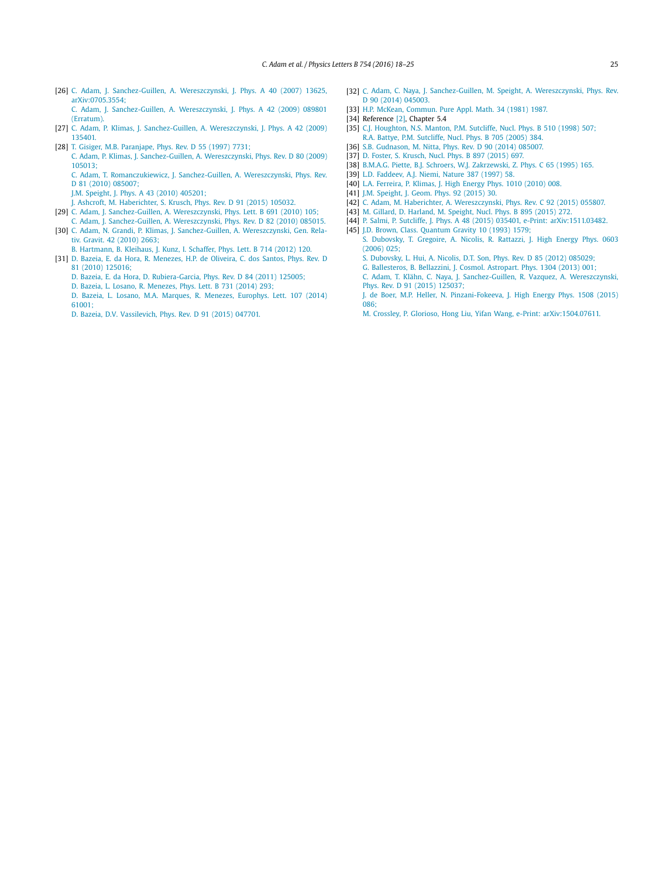[26] C. Adam, J. Sanchez-Guillen, A. Wereszczynski, J. Phys. A 40 (2007) 13625, arXiv:0705.3554;
C. Adam, J. Sanchez-Guillen, A. Wereszczynski, J. Phys. A 42 (2009) 089801 (Erratum).

[27] C. Adam, P. Klimas, J. Sanchez-Guillen, A. Wereszczynski, J. Phys. A 42 (2009) 135401.

[28] T. Gisiger, M.B. Paranjape, Phys. Rev. D 55 (1997) 7731;
C. Adam, P. Klimas, J. Sanchez-Guillen, A. Wereszczynski, Phys. Rev. D 80 (2009) 105013;
C. Adam, T. Romanczukiewicz, J. Sanchez-Guillen, A. Wereszczynski, Phys. Rev. D 81 (2010) 085007;
J.M. Speight, J. Phys. A 43 (2010) 405201;
J. Ashcroft, M. Haberichter, S. Krusch, Phys. Rev. D 91 (2015) 105032.

[29] C. Adam, J. Sanchez-Guillen, A. Wereszczynski, Phys. Lett. B 691 (2010) 105;
C. Adam, J. Sanchez-Guillen, A. Wereszczynski, Phys. Rev. D 82 (2010) 085015.

[30] C. Adam, N. Grandi, P. Klimas, J. Sanchez-Guillen, A. Wereszczynski, Gen. Relativ. Gravit. 42 (2010) 2663;
B. Hartmann, B. Kleihaus, J. Kunz, I. Schaffer, Phys. Lett. B 714 (2012) 120.

[31] D. Bazeia, E. da Hora, R. Menezes, H.P. de Oliveira, C. dos Santos, Phys. Rev. D 81 (2010) 125016;
D. Bazeia, E. da Hora, D. Rubiera-Garcia, Phys. Rev. D 84 (2011) 125005;
D. Bazeia, L. Losano, R. Menezes, Phys. Lett. B 731 (2014) 293;
D. Bazeia, L. Losano, M.A. Marques, R. Menezes, Europhys. Lett. 107 (2014) 61001;
D. Bazeia, D.V. Vassilevich, Phys. Rev. D 91 (2015) 047701.

[32] C. Adam, C. Naya, J. Sanchez-Guillen, M. Speight, A. Wereszczynski, Phys. Rev. D 90 (2014) 045003.

[33] H.P. McKean, Commun. Pure Appl. Math. 34 (1981) 1987.

[34] Reference [2], Chapter 5.4

[35] C.J. Houghton, N.S. Manton, P.M. Sutcliffe, Nucl. Phys. B 510 (1998) 507;
R.A. Battye, P.M. Sutcliffe, Nucl. Phys. B 705 (2005) 384.

[36] S.B. Gudnason, M. Nitta, Phys. Rev. D 90 (2014) 085007.

[37] D. Foster, S. Krusch, Nucl. Phys. B 897 (2015) 697.

[38] B.M.A.G. Piette, B.J. Schroers, W.J. Zakrzewski, Z. Phys. C 65 (1995) 165.

[39] L.D. Faddeev, A.J. Niemi, Nature 387 (1997) 58.

[40] L.A. Ferreira, P. Klimas, J. High Energy Phys. 1010 (2010) 008.

[41] J.M. Speight, J. Geom. Phys. 92 (2015) 30.

[42] C. Adam, M. Haberichter, A. Wereszczynski, Phys. Rev. C 92 (2015) 055807.

[43] M. Gillard, D. Harland, M. Speight, Nucl. Phys. B 895 (2015) 272.

[44] P. Salmi, P. Sutcliffe, J. Phys. A 48 (2015) 035401, e-Print: arXiv:1511.03482.

[45] J.D. Brown, Class. Quantum Gravity 10 (1993) 1579;
S. Dubovsky, T. Gregoire, A. Nicolis, R. Rattazzi, J. High Energy Phys. 0603 (2006) 025;
S. Dubovsky, L. Hui, A. Nicolis, D.T. Son, Phys. Rev. D 85 (2012) 085029;
G. Ballesteros, B. Bellazzini, J. Cosmol. Astropart. Phys. 1304 (2013) 001;
C. Adam, T. Klähn, C. Naya, J. Sanchez-Guillen, R. Vazquez, A. Wereszczynski, Phys. Rev. D 91 (2015) 125037;
J. de Boer, M.P. Heller, N. Pinzani-Fokeeva, J. High Energy Phys. 1508 (2015) 086;
M. Crossley, P. Glorioso, Hong Liu, Yifan Wang, e-Print: arXiv:1504.07611.